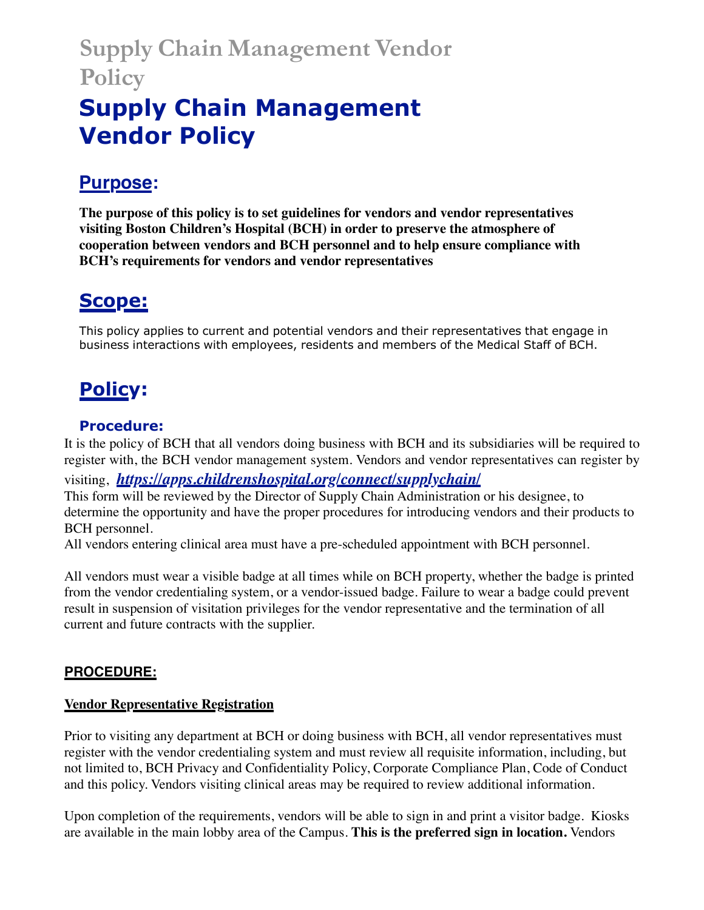# Supply Chain Management Vendor Policy

# Supply Chain Management Vendor Policy

## Purpose:

**The purpose of this policy is to set guidelines for vendors and vendor representatives visiting Boston Children's Hospital (BCH) in order to preserve the atmosphere of cooperation between vendors and BCH personnel and to help ensure compliance with BCH's requirements for vendors and vendor representatives**

## Scope:

This policy applies to current and potential vendors and their representatives that engage in business interactions with employees, residents and members of the Medical Staff of BCH.

## Policy:

### Procedure:

It is the policy of BCH that all vendors doing business with BCH and its subsidiaries will be required to register with, the BCH vendor management system. Vendors and vendor representatives can register by visiting, ***https://apps.childrenshospital.org/connect/supplychain/***

This form will be reviewed by the Director of Supply Chain Administration or his designee, to determine the opportunity and have the proper procedures for introducing vendors and their products to BCH personnel.

All vendors entering clinical area must have a pre-scheduled appointment with BCH personnel.

All vendors must wear a visible badge at all times while on BCH property, whether the badge is printed from the vendor credentialing system, or a vendor-issued badge. Failure to wear a badge could prevent result in suspension of visitation privileges for the vendor representative and the termination of all current and future contracts with the supplier.

**PROCEDURE:**

**Vendor Representative Registration**

Prior to visiting any department at BCH or doing business with BCH, all vendor representatives must register with the vendor credentialing system and must review all requisite information, including, but not limited to, BCH Privacy and Confidentiality Policy, Corporate Compliance Plan, Code of Conduct and this policy. Vendors visiting clinical areas may be required to review additional information.

Upon completion of the requirements, vendors will be able to sign in and print a visitor badge. Kiosks are available in the main lobby area of the Campus. **This is the preferred sign in location.** Vendors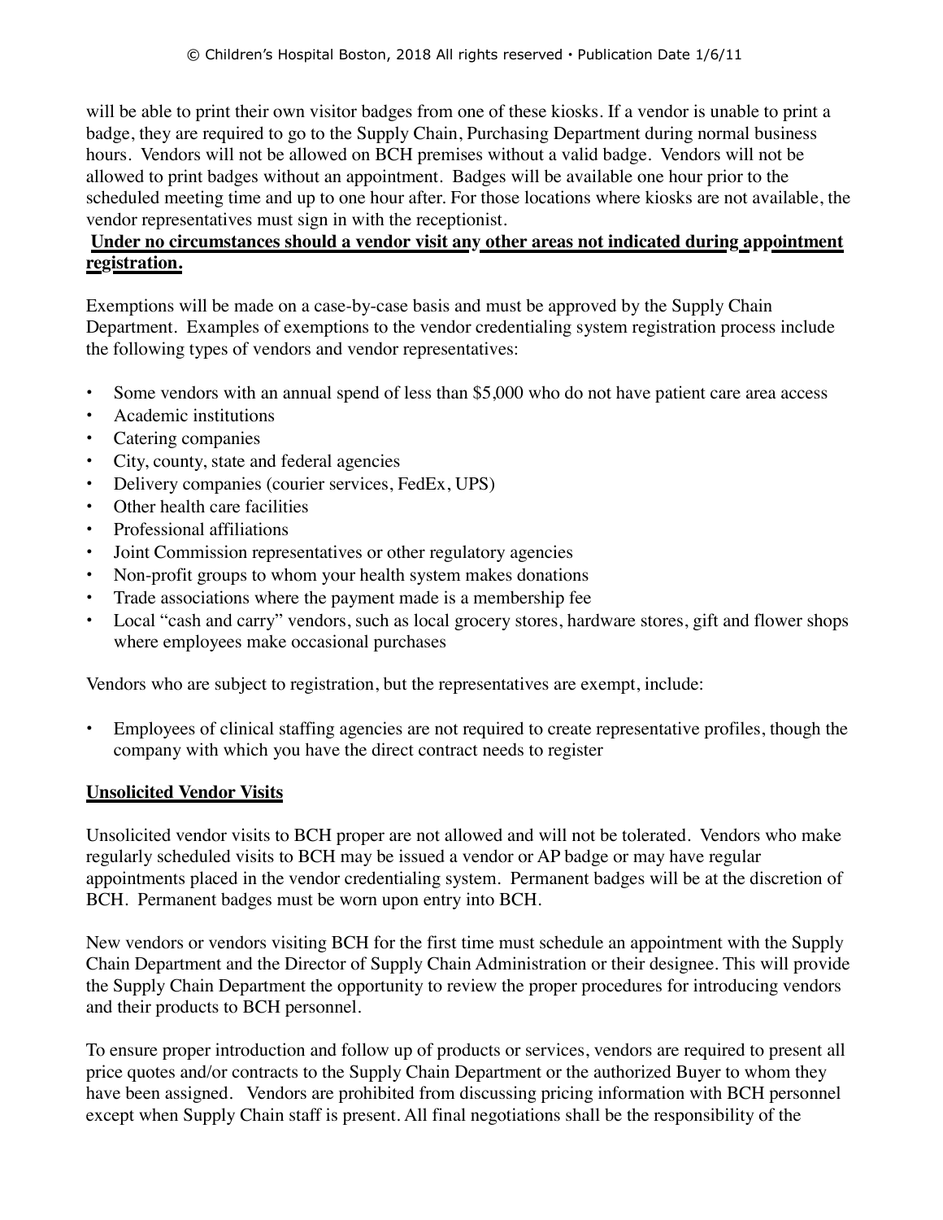will be able to print their own visitor badges from one of these kiosks. If a vendor is unable to print a badge, they are required to go to the Supply Chain, Purchasing Department during normal business hours. Vendors will not be allowed on BCH premises without a valid badge. Vendors will not be allowed to print badges without an appointment. Badges will be available one hour prior to the scheduled meeting time and up to one hour after. For those locations where kiosks are not available, the vendor representatives must sign in with the receptionist.

**Under no circumstances should a vendor visit any other areas not indicated during appointment registration.**

Exemptions will be made on a case-by-case basis and must be approved by the Supply Chain Department. Examples of exemptions to the vendor credentialing system registration process include the following types of vendors and vendor representatives:

- Some vendors with an annual spend of less than $5,000 who do not have patient care area access
- Academic institutions
- Catering companies
- City, county, state and federal agencies
- Delivery companies (courier services, FedEx, UPS)
- Other health care facilities
- Professional affiliations
- Joint Commission representatives or other regulatory agencies
- Non-profit groups to whom your health system makes donations
- Trade associations where the payment made is a membership fee
- Local "cash and carry" vendors, such as local grocery stores, hardware stores, gift and flower shops where employees make occasional purchases

Vendors who are subject to registration, but the representatives are exempt, include:

- Employees of clinical staffing agencies are not required to create representative profiles, though the company with which you have the direct contract needs to register

## Unsolicited Vendor Visits

Unsolicited vendor visits to BCH proper are not allowed and will not be tolerated. Vendors who make regularly scheduled visits to BCH may be issued a vendor or AP badge or may have regular appointments placed in the vendor credentialing system. Permanent badges will be at the discretion of BCH. Permanent badges must be worn upon entry into BCH.

New vendors or vendors visiting BCH for the first time must schedule an appointment with the Supply Chain Department and the Director of Supply Chain Administration or their designee. This will provide the Supply Chain Department the opportunity to review the proper procedures for introducing vendors and their products to BCH personnel.

To ensure proper introduction and follow up of products or services, vendors are required to present all price quotes and/or contracts to the Supply Chain Department or the authorized Buyer to whom they have been assigned. Vendors are prohibited from discussing pricing information with BCH personnel except when Supply Chain staff is present. All final negotiations shall be the responsibility of the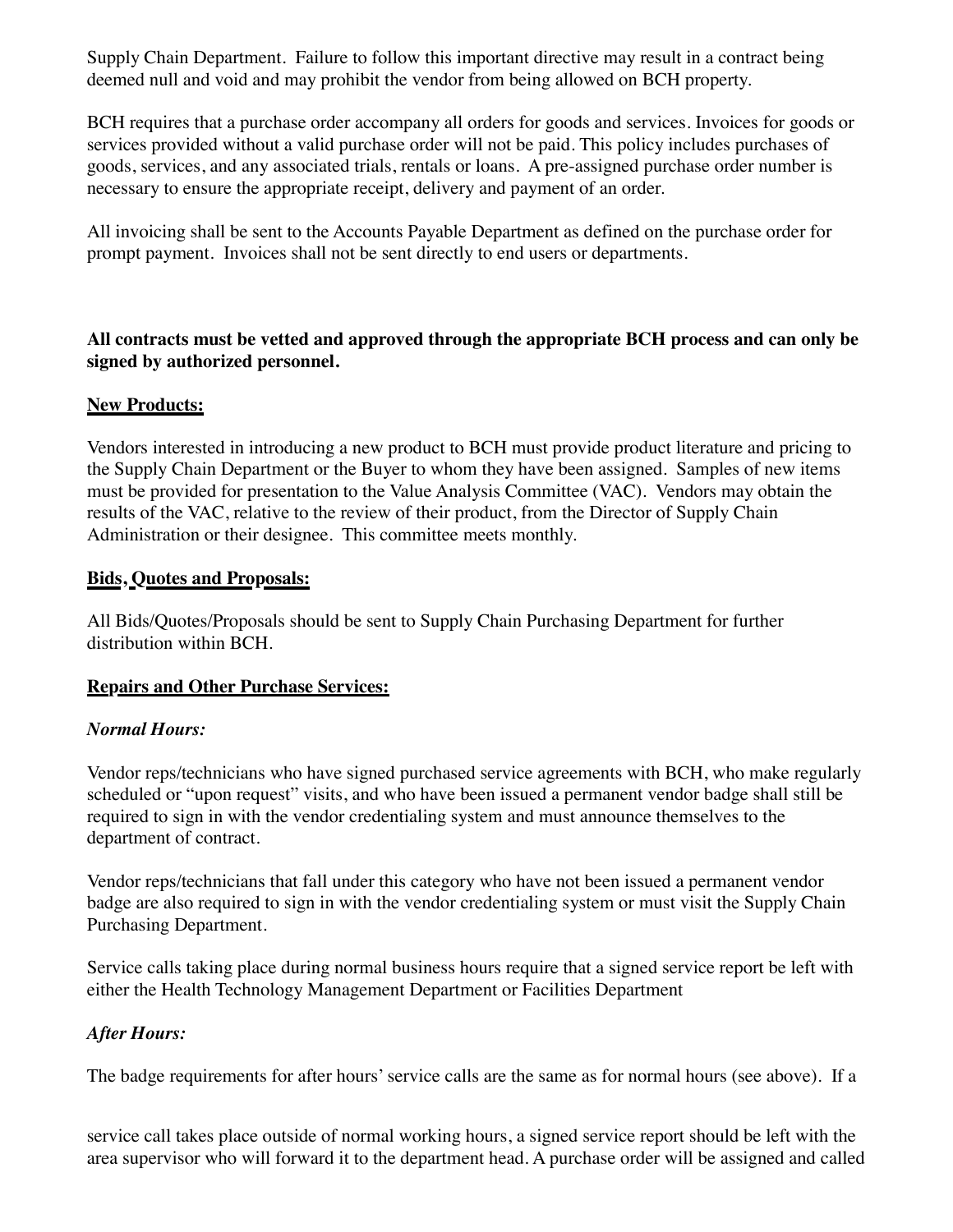Supply Chain Department. Failure to follow this important directive may result in a contract being deemed null and void and may prohibit the vendor from being allowed on BCH property.

BCH requires that a purchase order accompany all orders for goods and services. Invoices for goods or services provided without a valid purchase order will not be paid. This policy includes purchases of goods, services, and any associated trials, rentals or loans. A pre-assigned purchase order number is necessary to ensure the appropriate receipt, delivery and payment of an order.

All invoicing shall be sent to the Accounts Payable Department as defined on the purchase order for prompt payment. Invoices shall not be sent directly to end users or departments.

**All contracts must be vetted and approved through the appropriate BCH process and can only be signed by authorized personnel.**

## New Products:

Vendors interested in introducing a new product to BCH must provide product literature and pricing to the Supply Chain Department or the Buyer to whom they have been assigned. Samples of new items must be provided for presentation to the Value Analysis Committee (VAC). Vendors may obtain the results of the VAC, relative to the review of their product, from the Director of Supply Chain Administration or their designee. This committee meets monthly.

## Bids, Quotes and Proposals:

All Bids/Quotes/Proposals should be sent to Supply Chain Purchasing Department for further distribution within BCH.

## Repairs and Other Purchase Services:

### *Normal Hours:*

Vendor reps/technicians who have signed purchased service agreements with BCH, who make regularly scheduled or "upon request" visits, and who have been issued a permanent vendor badge shall still be required to sign in with the vendor credentialing system and must announce themselves to the department of contract.

Vendor reps/technicians that fall under this category who have not been issued a permanent vendor badge are also required to sign in with the vendor credentialing system or must visit the Supply Chain Purchasing Department.

Service calls taking place during normal business hours require that a signed service report be left with either the Health Technology Management Department or Facilities Department

### *After Hours:*

The badge requirements for after hours' service calls are the same as for normal hours (see above). If a service call takes place outside of normal working hours, a signed service report should be left with the area supervisor who will forward it to the department head. A purchase order will be assigned and called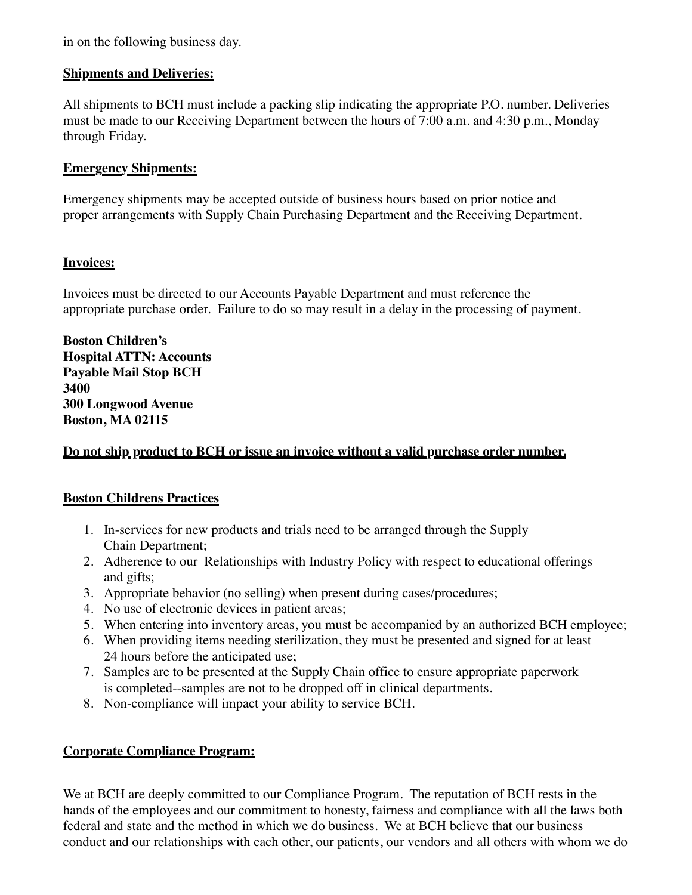in on the following business day.

**Shipments and Deliveries:**

All shipments to BCH must include a packing slip indicating the appropriate P.O. number. Deliveries must be made to our Receiving Department between the hours of 7:00 a.m. and 4:30 p.m., Monday through Friday.

**Emergency Shipments:**

Emergency shipments may be accepted outside of business hours based on prior notice and proper arrangements with Supply Chain Purchasing Department and the Receiving Department.

**Invoices:**

Invoices must be directed to our Accounts Payable Department and must reference the appropriate purchase order. Failure to do so may result in a delay in the processing of payment.

**Boston Children's**
**Hospital ATTN: Accounts**
**Payable Mail Stop BCH**
**3400**
**300 Longwood Avenue**
**Boston, MA 02115**

**Do not ship product to BCH or issue an invoice without a valid purchase order number.**

**Boston Childrens Practices**

1. In-services for new products and trials need to be arranged through the Supply Chain Department;
2. Adherence to our Relationships with Industry Policy with respect to educational offerings and gifts;
3. Appropriate behavior (no selling) when present during cases/procedures;
4. No use of electronic devices in patient areas;
5. When entering into inventory areas, you must be accompanied by an authorized BCH employee;
6. When providing items needing sterilization, they must be presented and signed for at least 24 hours before the anticipated use;
7. Samples are to be presented at the Supply Chain office to ensure appropriate paperwork is completed--samples are not to be dropped off in clinical departments.
8. Non-compliance will impact your ability to service BCH.

**Corporate Compliance Program:**

We at BCH are deeply committed to our Compliance Program. The reputation of BCH rests in the hands of the employees and our commitment to honesty, fairness and compliance with all the laws both federal and state and the method in which we do business. We at BCH believe that our business conduct and our relationships with each other, our patients, our vendors and all others with whom we do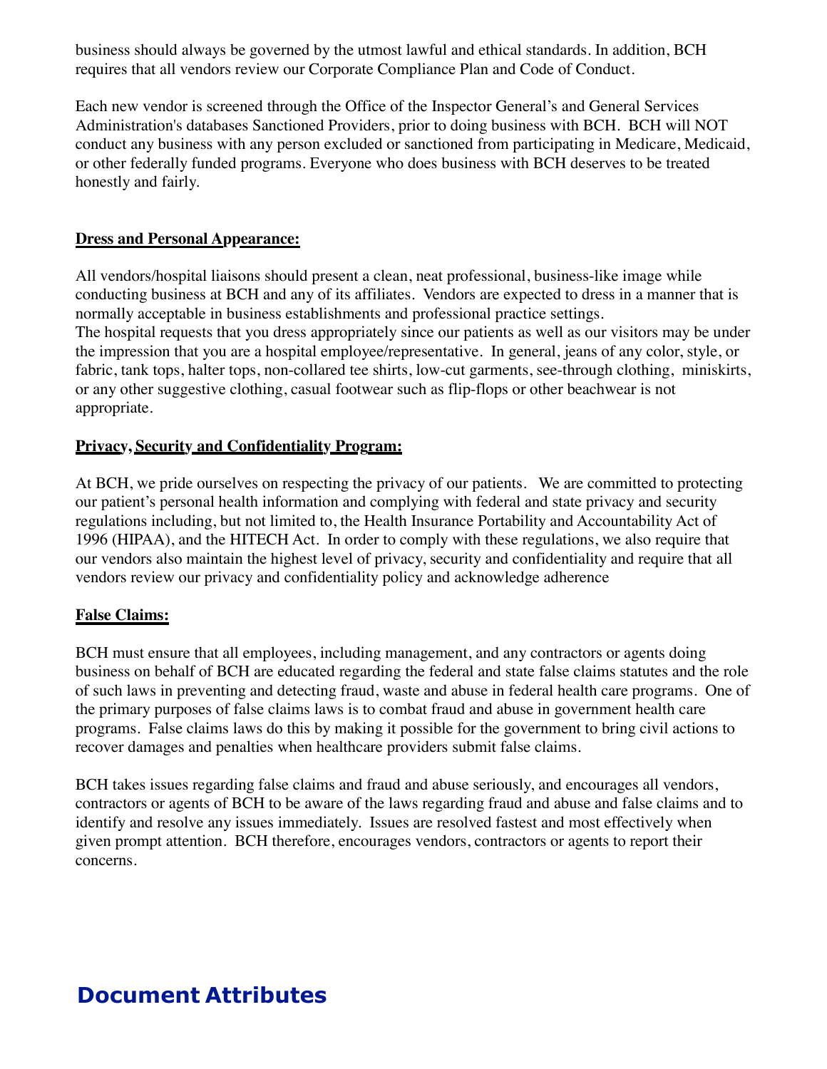business should always be governed by the utmost lawful and ethical standards. In addition, BCH requires that all vendors review our Corporate Compliance Plan and Code of Conduct.

Each new vendor is screened through the Office of the Inspector General's and General Services Administration's databases Sanctioned Providers, prior to doing business with BCH. BCH will NOT conduct any business with any person excluded or sanctioned from participating in Medicare, Medicaid, or other federally funded programs. Everyone who does business with BCH deserves to be treated honestly and fairly.

**Dress and Personal Appearance:**

All vendors/hospital liaisons should present a clean, neat professional, business-like image while conducting business at BCH and any of its affiliates. Vendors are expected to dress in a manner that is normally acceptable in business establishments and professional practice settings.
The hospital requests that you dress appropriately since our patients as well as our visitors may be under the impression that you are a hospital employee/representative. In general, jeans of any color, style, or fabric, tank tops, halter tops, non-collared tee shirts, low-cut garments, see-through clothing, miniskirts, or any other suggestive clothing, casual footwear such as flip-flops or other beachwear is not appropriate.

**Privacy, Security and Confidentiality Program:**

At BCH, we pride ourselves on respecting the privacy of our patients. We are committed to protecting our patient's personal health information and complying with federal and state privacy and security regulations including, but not limited to, the Health Insurance Portability and Accountability Act of 1996 (HIPAA), and the HITECH Act. In order to comply with these regulations, we also require that our vendors also maintain the highest level of privacy, security and confidentiality and require that all vendors review our privacy and confidentiality policy and acknowledge adherence

**False Claims:**

BCH must ensure that all employees, including management, and any contractors or agents doing business on behalf of BCH are educated regarding the federal and state false claims statutes and the role of such laws in preventing and detecting fraud, waste and abuse in federal health care programs. One of the primary purposes of false claims laws is to combat fraud and abuse in government health care programs. False claims laws do this by making it possible for the government to bring civil actions to recover damages and penalties when healthcare providers submit false claims.

BCH takes issues regarding false claims and fraud and abuse seriously, and encourages all vendors, contractors or agents of BCH to be aware of the laws regarding fraud and abuse and false claims and to identify and resolve any issues immediately. Issues are resolved fastest and most effectively when given prompt attention. BCH therefore, encourages vendors, contractors or agents to report their concerns.

## Document Attributes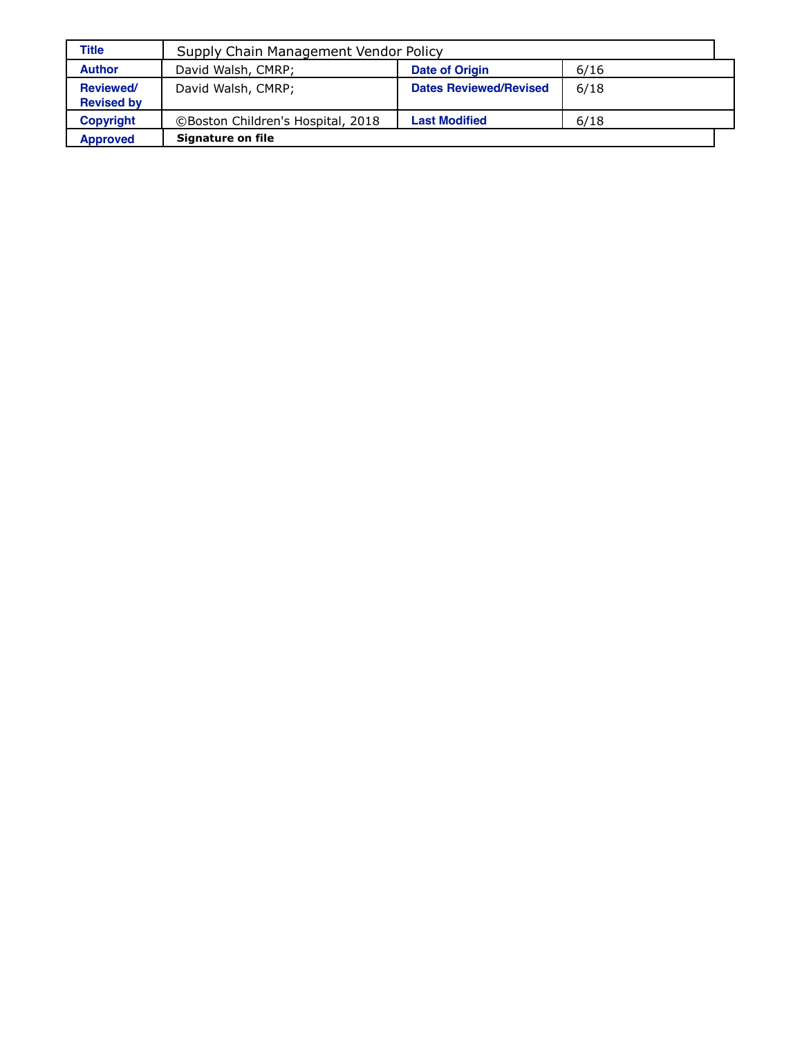| | | | |
|---|---|---|---|
| **Title** | Supply Chain Management Vendor Policy | | |
| **Author** | David Walsh, CMRP; | **Date of Origin** | 6/16 |
| **Reviewed/ Revised by** | David Walsh, CMRP; | **Dates Reviewed/Revised** | 6/18 |
| **Copyright** | ©Boston Children's Hospital, 2018 | **Last Modified** | 6/18 |
| **Approved** | **Signature on file** | | |